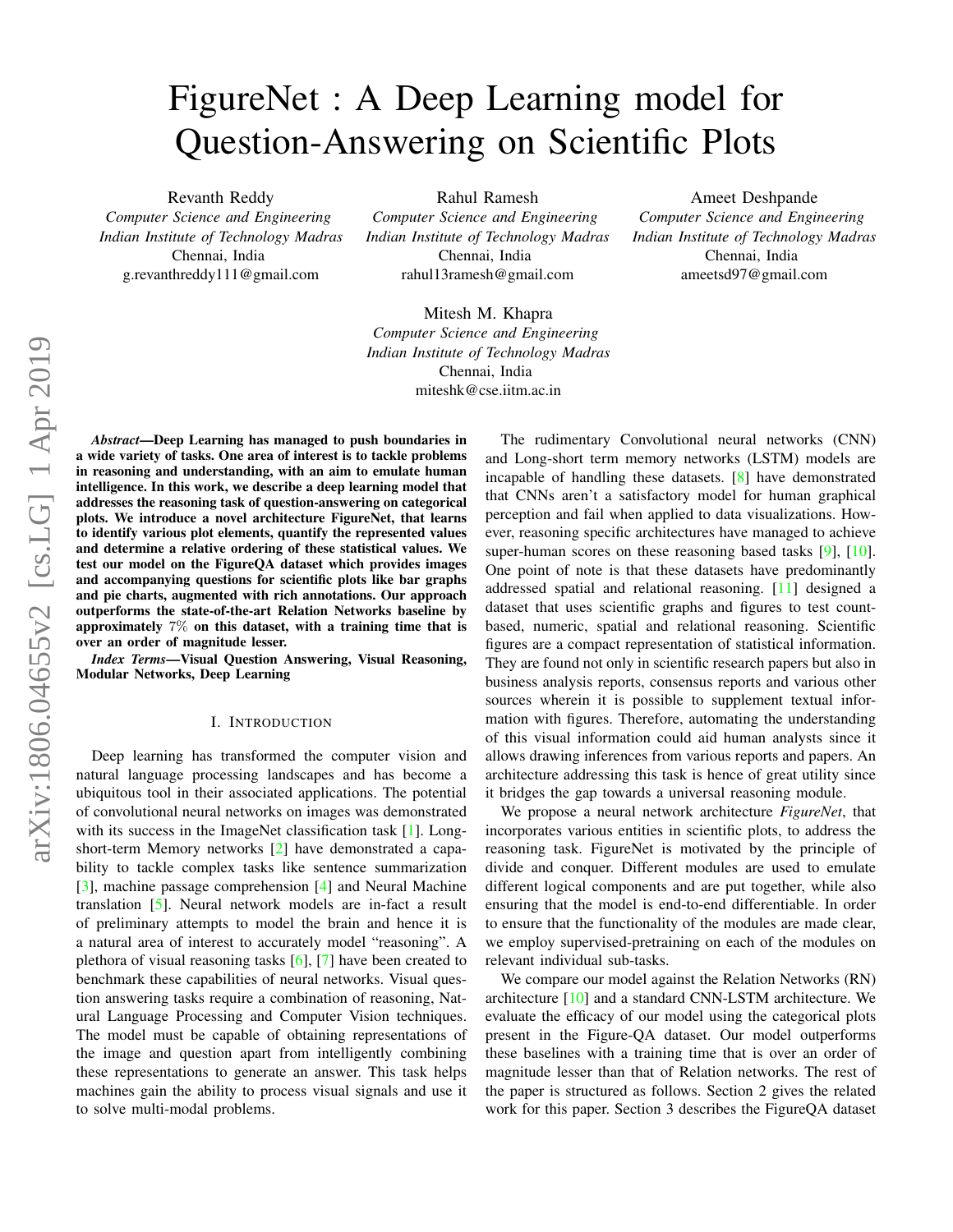# FigureNet : A Deep Learning model for Question-Answering on Scientific Plots

Revanth Reddy
*Computer Science and Engineering*
*Indian Institute of Technology Madras*
Chennai, India
g.revanthreddy111@gmail.com

Rahul Ramesh
*Computer Science and Engineering*
*Indian Institute of Technology Madras*
Chennai, India
rahul13ramesh@gmail.com

Ameet Deshpande
*Computer Science and Engineering*
*Indian Institute of Technology Madras*
Chennai, India
ameetsd97@gmail.com

Mitesh M. Khapra
*Computer Science and Engineering*
*Indian Institute of Technology Madras*
Chennai, India
miteshk@cse.iitm.ac.in

***Abstract*—Deep Learning has managed to push boundaries in a wide variety of tasks. One area of interest is to tackle problems in reasoning and understanding, with an aim to emulate human intelligence. In this work, we describe a deep learning model that addresses the reasoning task of question-answering on categorical plots. We introduce a novel architecture FigureNet, that learns to identify various plot elements, quantify the represented values and determine a relative ordering of these statistical values. We test our model on the FigureQA dataset which provides images and accompanying questions for scientific plots like bar graphs and pie charts, augmented with rich annotations. Our approach outperforms the state-of-the-art Relation Networks baseline by approximately 7% on this dataset, with a training time that is over an order of magnitude lesser.**

***Index Terms*—Visual Question Answering, Visual Reasoning, Modular Networks, Deep Learning**

## I. Introduction

Deep learning has transformed the computer vision and natural language processing landscapes and has become a ubiquitous tool in their associated applications. The potential of convolutional neural networks on images was demonstrated with its success in the ImageNet classification task [1]. Long-short-term Memory networks [2] have demonstrated a capability to tackle complex tasks like sentence summarization [3], machine passage comprehension [4] and Neural Machine translation [5]. Neural network models are in-fact a result of preliminary attempts to model the brain and hence it is a natural area of interest to accurately model "reasoning". A plethora of visual reasoning tasks [6], [7] have been created to benchmark these capabilities of neural networks. Visual question answering tasks require a combination of reasoning, Natural Language Processing and Computer Vision techniques. The model must be capable of obtaining representations of the image and question apart from intelligently combining these representations to generate an answer. This task helps machines gain the ability to process visual signals and use it to solve multi-modal problems.

The rudimentary Convolutional neural networks (CNN) and Long-short term memory networks (LSTM) models are incapable of handling these datasets. [8] have demonstrated that CNNs aren't a satisfactory model for human graphical perception and fail when applied to data visualizations. However, reasoning specific architectures have managed to achieve super-human scores on these reasoning based tasks [9], [10]. One point of note is that these datasets have predominantly addressed spatial and relational reasoning. [11] designed a dataset that uses scientific graphs and figures to test count-based, numeric, spatial and relational reasoning. Scientific figures are a compact representation of statistical information. They are found not only in scientific research papers but also in business analysis reports, consensus reports and various other sources wherein it is possible to supplement textual information with figures. Therefore, automating the understanding of this visual information could aid human analysts since it allows drawing inferences from various reports and papers. An architecture addressing this task is hence of great utility since it bridges the gap towards a universal reasoning module.

We propose a neural network architecture *FigureNet*, that incorporates various entities in scientific plots, to address the reasoning task. FigureNet is motivated by the principle of divide and conquer. Different modules are used to emulate different logical components and are put together, while also ensuring that the model is end-to-end differentiable. In order to ensure that the functionality of the modules are made clear, we employ supervised-pretraining on each of the modules on relevant individual sub-tasks.

We compare our model against the Relation Networks (RN) architecture [10] and a standard CNN-LSTM architecture. We evaluate the efficacy of our model using the categorical plots present in the Figure-QA dataset. Our model outperforms these baselines with a training time that is over an order of magnitude lesser than that of Relation networks. The rest of the paper is structured as follows. Section 2 gives the related work for this paper. Section 3 describes the FigureQA dataset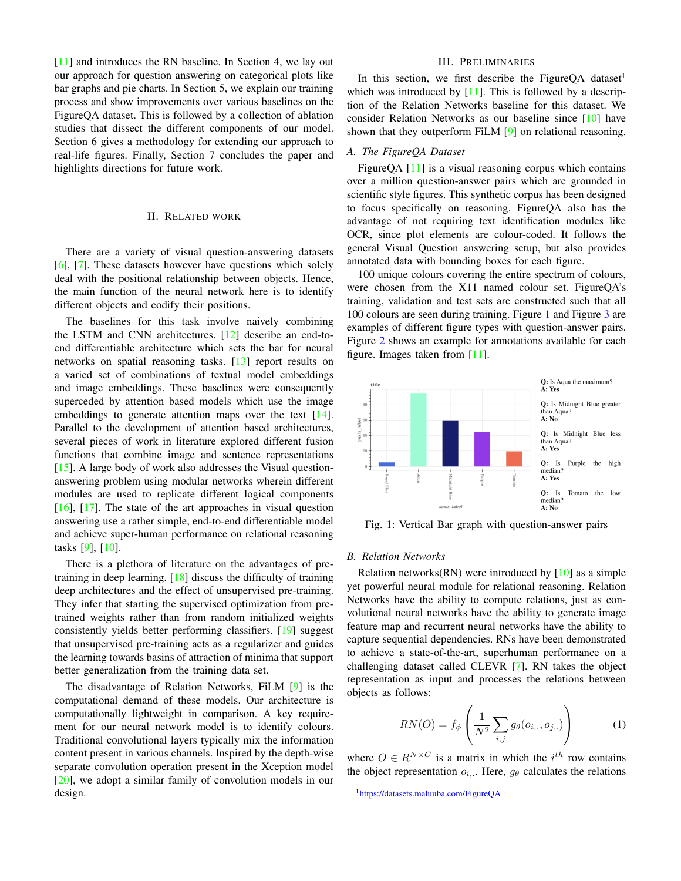[11] and introduces the RN baseline. In Section 4, we lay out our approach for question answering on categorical plots like bar graphs and pie charts. In Section 5, we explain our training process and show improvements over various baselines on the FigureQA dataset. This is followed by a collection of ablation studies that dissect the different components of our model. Section 6 gives a methodology for extending our approach to real-life figures. Finally, Section 7 concludes the paper and highlights directions for future work.

## II. Related Work

There are a variety of visual question-answering datasets [6], [7]. These datasets however have questions which solely deal with the positional relationship between objects. Hence, the main function of the neural network here is to identify different objects and codify their positions.

The baselines for this task involve naively combining the LSTM and CNN architectures. [12] describe an end-to-end differentiable architecture which sets the bar for neural networks on spatial reasoning tasks. [13] report results on a varied set of combinations of textual model embeddings and image embeddings. These baselines were consequently superceded by attention based models which use the image embeddings to generate attention maps over the text [14]. Parallel to the development of attention based architectures, several pieces of work in literature explored different fusion functions that combine image and sentence representations [15]. A large body of work also addresses the Visual question-answering problem using modular networks wherein different modules are used to replicate different logical components [16], [17]. The state of the art approaches in visual question answering use a rather simple, end-to-end differentiable model and achieve super-human performance on relational reasoning tasks [9], [10].

There is a plethora of literature on the advantages of pre-training in deep learning. [18] discuss the difficulty of training deep architectures and the effect of unsupervised pre-training. They infer that starting the supervised optimization from pre-trained weights rather than from random initialized weights consistently yields better performing classifiers. [19] suggest that unsupervised pre-training acts as a regularizer and guides the learning towards basins of attraction of minima that support better generalization from the training data set.

The disadvantage of Relation Networks, FiLM [9] is the computational demand of these models. Our architecture is computationally lightweight in comparison. A key requirement for our neural network model is to identify colours. Traditional convolutional layers typically mix the information content present in various channels. Inspired by the depth-wise separate convolution operation present in the Xception model [20], we adopt a similar family of convolution models in our design.

## III. Preliminaries

In this section, we first describe the FigureQA dataset[1] which was introduced by [11]. This is followed by a description of the Relation Networks baseline for this dataset. We consider Relation Networks as our baseline since [10] have shown that they outperform FiLM [9] on relational reasoning.

### A. The FigureQA Dataset

FigureQA [11] is a visual reasoning corpus which contains over a million question-answer pairs which are grounded in scientific style figures. This synthetic corpus has been designed to focus specifically on reasoning. FigureQA also has the advantage of not requiring text identification modules like OCR, since plot elements are colour-coded. It follows the general Visual Question answering setup, but also provides annotated data with bounding boxes for each figure.

100 unique colours covering the entire spectrum of colours, were chosen from the X11 named colour set. FigureQA's training, validation and test sets are constructed such that all 100 colours are seen during training. Figure 1 and Figure 3 are examples of different figure types with question-answer pairs. Figure 2 shows an example for annotations available for each figure. Images taken from [11].

**Q:** Is Aqua the maximum?
**A:** Yes

**Q:** Is Midnight Blue greater than Aqua?
**A:** No

**Q:** Is Midnight Blue less than Aqua?
**A:** Yes

**Q:** Is Purple the high median?
**A:** Yes

**Q:** Is Tomato the low median?
**A:** No

Fig. 1: Vertical Bar graph with question-answer pairs

### B. Relation Networks

Relation networks(RN) were introduced by [10] as a simple yet powerful neural module for relational reasoning. Relation Networks have the ability to compute relations, just as convolutional neural networks have the ability to generate image feature map and recurrent neural networks have the ability to capture sequential dependencies. RNs have been demonstrated to achieve a state-of-the-art, superhuman performance on a challenging dataset called CLEVR [7]. RN takes the object representation as input and processes the relations between objects as follows:

$$RN(O) = f_\phi\left(\frac{1}{N^2}\sum_{i,j} g_\theta(o_{i,.}, o_{j,.})\right) \tag{1}$$

where $O \in R^{N \times C}$ is a matrix in which the $i^{th}$ row contains the object representation $o_{i,.}$. Here, $g_\theta$ calculates the relations

[1] https://datasets.maluuba.com/FigureQA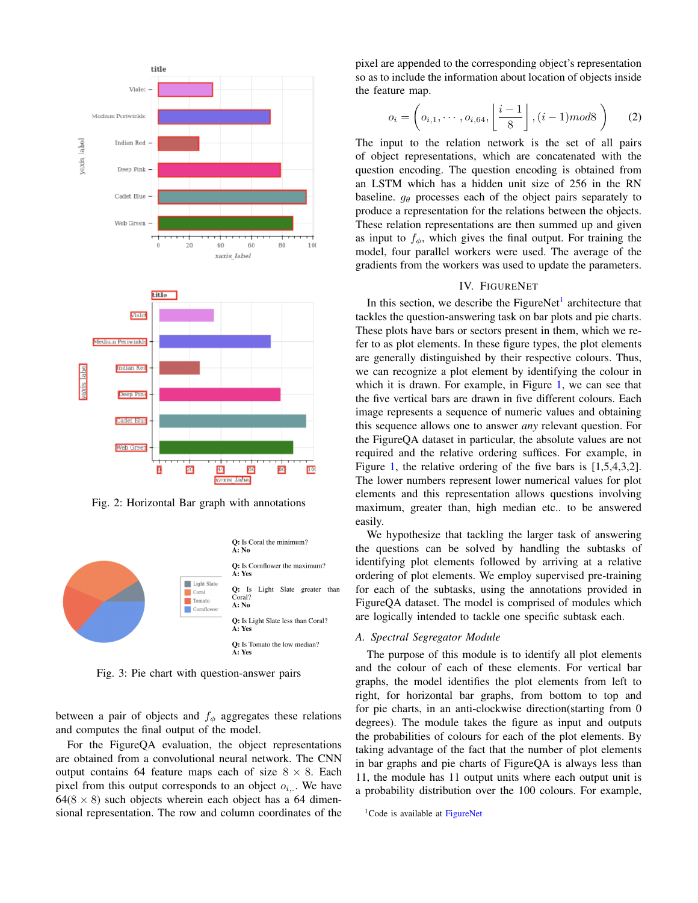Fig. 2: Horizontal Bar graph with annotations

Q: Is Coral the minimum?
A: No

Q: Is Cornflower the maximum?
A: Yes

Q: Is Light Slate greater than Coral?
A: No

Q: Is Light Slate less than Coral?
A: Yes

Q: Is Tomato the low median?
A: Yes

Fig. 3: Pie chart with question-answer pairs

between a pair of objects and $f_\phi$ aggregates these relations and computes the final output of the model.

For the FigureQA evaluation, the object representations are obtained from a convolutional neural network. The CNN output contains 64 feature maps each of size $8 \times 8$. Each pixel from this output corresponds to an object $o_{i,.}$. We have $64(8 \times 8)$ such objects wherein each object has a 64 dimensional representation. The row and column coordinates of the pixel are appended to the corresponding object's representation so as to include the information about location of objects inside the feature map.

$$o_i = \left( o_{i,1}, \cdots, o_{i,64}, \left\lfloor \frac{i-1}{8} \right\rfloor, (i-1)mod8 \right) \quad (2)$$

The input to the relation network is the set of all pairs of object representations, which are concatenated with the question encoding. The question encoding is obtained from an LSTM which has a hidden unit size of 256 in the RN baseline. $g_\theta$ processes each of the object pairs separately to produce a representation for the relations between the objects. These relation representations are then summed up and given as input to $f_\phi$, which gives the final output. For training the model, four parallel workers were used. The average of the gradients from the workers was used to update the parameters.

## IV. FigureNet

In this section, we describe the FigureNet[1] architecture that tackles the question-answering task on bar plots and pie charts. These plots have bars or sectors present in them, which we refer to as plot elements. In these figure types, the plot elements are generally distinguished by their respective colours. Thus, we can recognize a plot element by identifying the colour in which it is drawn. For example, in Figure 1, we can see that the five vertical bars are drawn in five different colours. Each image represents a sequence of numeric values and obtaining this sequence allows one to answer *any* relevant question. For the FigureQA dataset in particular, the absolute values are not required and the relative ordering suffices. For example, in Figure 1, the relative ordering of the five bars is [1,5,4,3,2]. The lower numbers represent lower numerical values for plot elements and this representation allows questions involving maximum, greater than, high median etc.. to be answered easily.

We hypothesize that tackling the larger task of answering the questions can be solved by handling the subtasks of identifying plot elements followed by arriving at a relative ordering of plot elements. We employ supervised pre-training for each of the subtasks, using the annotations provided in FigureQA dataset. The model is comprised of modules which are logically intended to tackle one specific subtask each.

### *A. Spectral Segregator Module*

The purpose of this module is to identify all plot elements and the colour of each of these elements. For vertical bar graphs, the model identifies the plot elements from left to right, for horizontal bar graphs, from bottom to top and for pie charts, in an anti-clockwise direction(starting from 0 degrees). The module takes the figure as input and outputs the probabilities of colours for each of the plot elements. By taking advantage of the fact that the number of plot elements in bar graphs and pie charts of FigureQA is always less than 11, the module has 11 output units where each output unit is a probability distribution over the 100 colours. For example,

[1] Code is available at FigureNet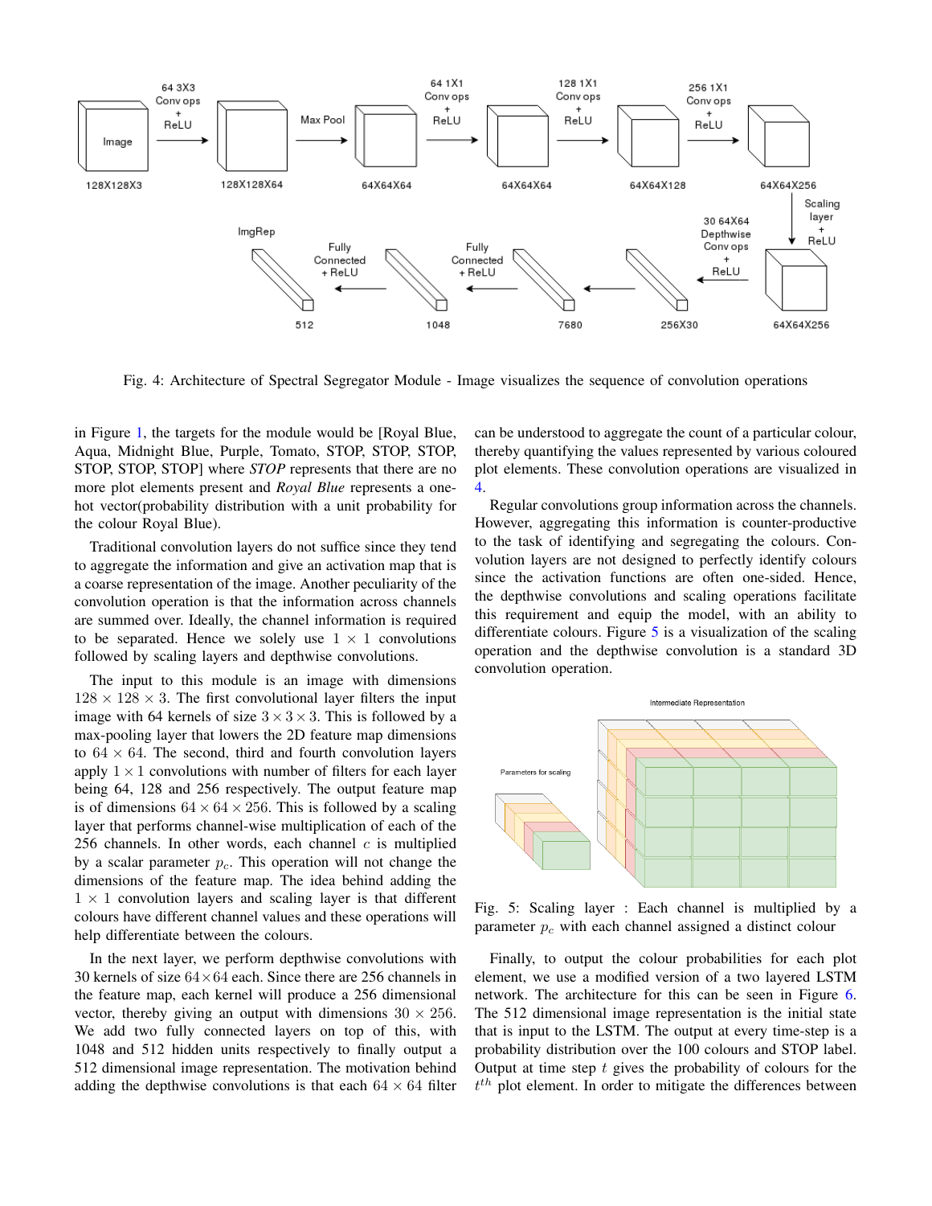Fig. 4: Architecture of Spectral Segregator Module - Image visualizes the sequence of convolution operations

in Figure 1, the targets for the module would be [Royal Blue, Aqua, Midnight Blue, Purple, Tomato, STOP, STOP, STOP, STOP, STOP, STOP] where *STOP* represents that there are no more plot elements present and *Royal Blue* represents a one-hot vector(probability distribution with a unit probability for the colour Royal Blue).

Traditional convolution layers do not suffice since they tend to aggregate the information and give an activation map that is a coarse representation of the image. Another peculiarity of the convolution operation is that the information across channels are summed over. Ideally, the channel information is required to be separated. Hence we solely use $1 \times 1$ convolutions followed by scaling layers and depthwise convolutions.

The input to this module is an image with dimensions $128 \times 128 \times 3$. The first convolutional layer filters the input image with 64 kernels of size $3 \times 3 \times 3$. This is followed by a max-pooling layer that lowers the 2D feature map dimensions to $64 \times 64$. The second, third and fourth convolution layers apply $1 \times 1$ convolutions with number of filters for each layer being 64, 128 and 256 respectively. The output feature map is of dimensions $64 \times 64 \times 256$. This is followed by a scaling layer that performs channel-wise multiplication of each of the 256 channels. In other words, each channel $c$ is multiplied by a scalar parameter $p_c$. This operation will not change the dimensions of the feature map. The idea behind adding the $1 \times 1$ convolution layers and scaling layer is that different colours have different channel values and these operations will help differentiate between the colours.

In the next layer, we perform depthwise convolutions with 30 kernels of size $64 \times 64$ each. Since there are 256 channels in the feature map, each kernel will produce a 256 dimensional vector, thereby giving an output with dimensions $30 \times 256$. We add two fully connected layers on top of this, with 1048 and 512 hidden units respectively to finally output a 512 dimensional image representation. The motivation behind adding the depthwise convolutions is that each $64 \times 64$ filter can be understood to aggregate the count of a particular colour, thereby quantifying the values represented by various coloured plot elements. These convolution operations are visualized in 4.

Regular convolutions group information across the channels. However, aggregating this information is counter-productive to the task of identifying and segregating the colours. Convolution layers are not designed to perfectly identify colours since the activation functions are often one-sided. Hence, the depthwise convolutions and scaling operations facilitate this requirement and equip the model, with an ability to differentiate colours. Figure 5 is a visualization of the scaling operation and the depthwise convolution is a standard 3D convolution operation.

Fig. 5: Scaling layer : Each channel is multiplied by a parameter $p_c$ with each channel assigned a distinct colour

Finally, to output the colour probabilities for each plot element, we use a modified version of a two layered LSTM network. The architecture for this can be seen in Figure 6. The 512 dimensional image representation is the initial state that is input to the LSTM. The output at every time-step is a probability distribution over the 100 colours and STOP label. Output at time step $t$ gives the probability of colours for the $t^{th}$ plot element. In order to mitigate the differences between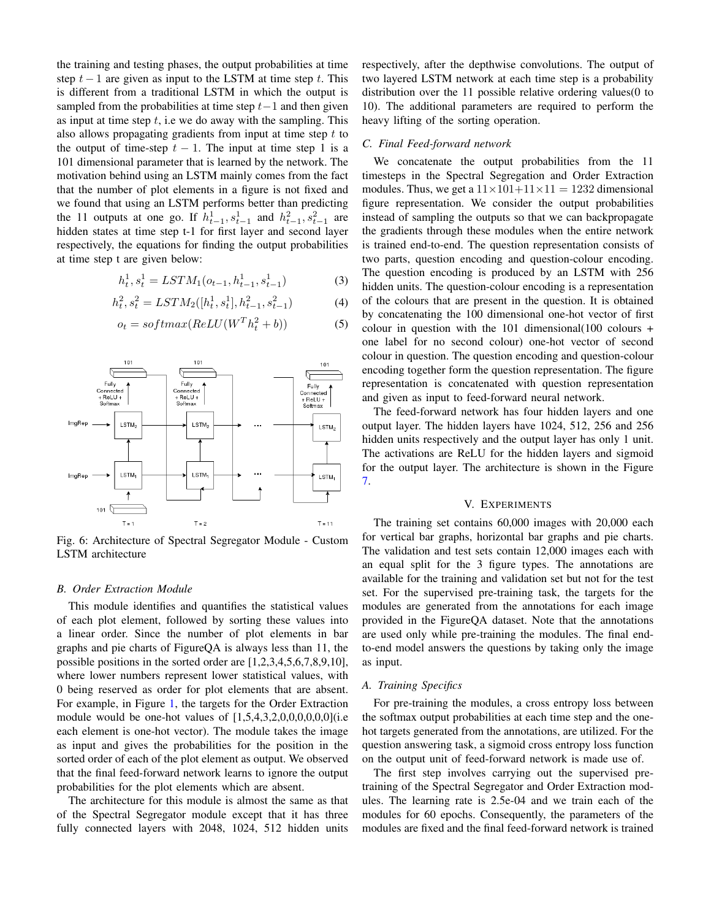the training and testing phases, the output probabilities at time step $t-1$ are given as input to the LSTM at time step $t$. This is different from a traditional LSTM in which the output is sampled from the probabilities at time step $t-1$ and then given as input at time step $t$, i.e we do away with the sampling. This also allows propagating gradients from input at time step $t$ to the output of time-step $t-1$. The input at time step 1 is a 101 dimensional parameter that is learned by the network. The motivation behind using an LSTM mainly comes from the fact that the number of plot elements in a figure is not fixed and we found that using an LSTM performs better than predicting the 11 outputs at one go. If $h_{t-1}^1, s_{t-1}^1$ and $h_{t-1}^2, s_{t-1}^2$ are hidden states at time step t-1 for first layer and second layer respectively, the equations for finding the output probabilities at time step t are given below:

$$h_t^1, s_t^1 = LSTM_1(o_{t-1}, h_{t-1}^1, s_{t-1}^1) \tag{3}$$

$$h_t^2, s_t^2 = LSTM_2([h_t^1, s_t^1], h_{t-1}^2, s_{t-1}^2) \tag{4}$$

$$o_t = softmax(ReLU(W^T h_t^2 + b)) \tag{5}$$

Fig. 6: Architecture of Spectral Segregator Module - Custom LSTM architecture

### B. Order Extraction Module

This module identifies and quantifies the statistical values of each plot element, followed by sorting these values into a linear order. Since the number of plot elements in bar graphs and pie charts of FigureQA is always less than 11, the possible positions in the sorted order are [1,2,3,4,5,6,7,8,9,10], where lower numbers represent lower statistical values, with 0 being reserved as order for plot elements that are absent. For example, in Figure 1, the targets for the Order Extraction module would be one-hot values of [1,5,4,3,2,0,0,0,0,0,0](i.e each element is one-hot vector). The module takes the image as input and gives the probabilities for the position in the sorted order of each of the plot element as output. We observed that the final feed-forward network learns to ignore the output probabilities for the plot elements which are absent.

The architecture for this module is almost the same as that of the Spectral Segregator module except that it has three fully connected layers with 2048, 1024, 512 hidden units respectively, after the depthwise convolutions. The output of two layered LSTM network at each time step is a probability distribution over the 11 possible relative ordering values(0 to 10). The additional parameters are required to perform the heavy lifting of the sorting operation.

### C. Final Feed-forward network

We concatenate the output probabilities from the 11 timesteps in the Spectral Segregation and Order Extraction modules. Thus, we get a $11 \times 101 + 11 \times 11 = 1232$ dimensional figure representation. We consider the output probabilities instead of sampling the outputs so that we can backpropagate the gradients through these modules when the entire network is trained end-to-end. The question representation consists of two parts, question encoding and question-colour encoding. The question encoding is produced by an LSTM with 256 hidden units. The question-colour encoding is a representation of the colours that are present in the question. It is obtained by concatenating the 100 dimensional one-hot vector of first colour in question with the 101 dimensional(100 colours + one label for no second colour) one-hot vector of second colour in question. The question encoding and question-colour encoding together form the question representation. The figure representation is concatenated with question representation and given as input to feed-forward neural network.

The feed-forward network has four hidden layers and one output layer. The hidden layers have 1024, 512, 256 and 256 hidden units respectively and the output layer has only 1 unit. The activations are ReLU for the hidden layers and sigmoid for the output layer. The architecture is shown in the Figure 7.

## V. Experiments

The training set contains 60,000 images with 20,000 each for vertical bar graphs, horizontal bar graphs and pie charts. The validation and test sets contain 12,000 images each with an equal split for the 3 figure types. The annotations are available for the training and validation set but not for the test set. For the supervised pre-training task, the targets for the modules are generated from the annotations for each image provided in the FigureQA dataset. Note that the annotations are used only while pre-training the modules. The final end-to-end model answers the questions by taking only the image as input.

### A. Training Specifics

For pre-training the modules, a cross entropy loss between the softmax output probabilities at each time step and the one-hot targets generated from the annotations, are utilized. For the question answering task, a sigmoid cross entropy loss function on the output unit of feed-forward network is made use of.

The first step involves carrying out the supervised pre-training of the Spectral Segregator and Order Extraction modules. The learning rate is 2.5e-04 and we train each of the modules for 60 epochs. Consequently, the parameters of the modules are fixed and the final feed-forward network is trained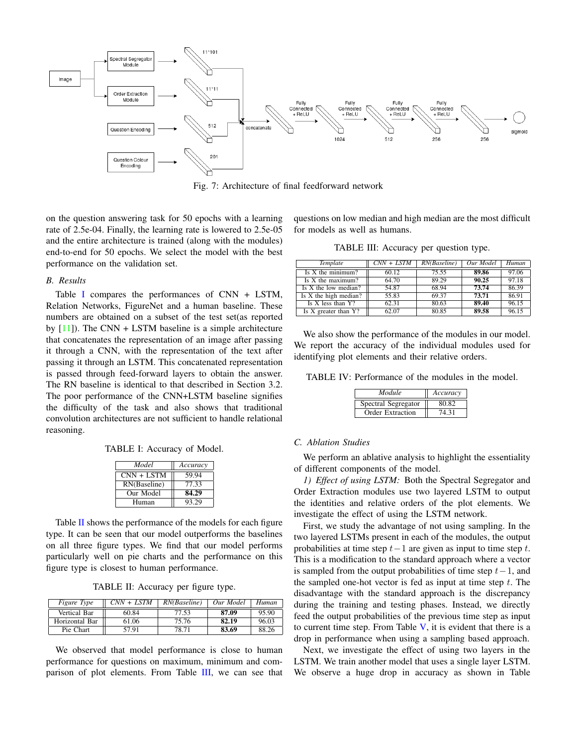Fig. 7: Architecture of final feedforward network

on the question answering task for 50 epochs with a learning rate of 2.5e-04. Finally, the learning rate is lowered to 2.5e-05 and the entire architecture is trained (along with the modules) end-to-end for 50 epochs. We select the model with the best performance on the validation set.

### B. Results

Table I compares the performances of CNN + LSTM, Relation Networks, FigureNet and a human baseline. These numbers are obtained on a subset of the test set(as reported by [11]). The CNN + LSTM baseline is a simple architecture that concatenates the representation of an image after passing it through a CNN, with the representation of the text after passing it through an LSTM. This concatenated representation is passed through feed-forward layers to obtain the answer. The RN baseline is identical to that described in Section 3.2. The poor performance of the CNN+LSTM baseline signifies the difficulty of the task and also shows that traditional convolution architectures are not sufficient to handle relational reasoning.

TABLE I: Accuracy of Model.

| *Model* | *Accuracy* |
|---|---|
| CNN + LSTM | 59.94 |
| RN(Baseline) | 77.33 |
| Our Model | **84.29** |
| Human | 93.29 |

Table II shows the performance of the models for each figure type. It can be seen that our model outperforms the baselines on all three figure types. We find that our model performs particularly well on pie charts and the performance on this figure type is closest to human performance.

TABLE II: Accuracy per figure type.

| *Figure Type* | *CNN + LSTM* | *RN(Baseline)* | *Our Model* | *Human* |
|---|---|---|---|---|
| Vertical Bar | 60.84 | 77.53 | **87.09** | 95.90 |
| Horizontal Bar | 61.06 | 75.76 | **82.19** | 96.03 |
| Pie Chart | 57.91 | 78.71 | **83.69** | 88.26 |

We observed that model performance is close to human performance for questions on maximum, minimum and comparison of plot elements. From Table III, we can see that questions on low median and high median are the most difficult for models as well as humans.

TABLE III: Accuracy per question type.

| *Template* | *CNN + LSTM* | *RN(Baseline)* | *Our Model* | *Human* |
|---|---|---|---|---|
| Is X the minimum? | 60.12 | 75.55 | **89.86** | 97.06 |
| Is X the maximum? | 64.70 | 89.29 | **90.25** | 97.18 |
| Is X the low median? | 54.87 | 68.94 | **73.74** | 86.39 |
| Is X the high median? | 55.83 | 69.37 | **73.71** | 86.91 |
| Is X less than Y? | 62.31 | 80.63 | **89.40** | 96.15 |
| Is X greater than Y? | 62.07 | 80.85 | **89.58** | 96.15 |

We also show the performance of the modules in our model. We report the accuracy of the individual modules used for identifying plot elements and their relative orders.

TABLE IV: Performance of the modules in the model.

| *Module* | *Accuracy* |
|---|---|
| Spectral Segregator | 80.82 |
| Order Extraction | 74.31 |

### C. Ablation Studies

We perform an ablative analysis to highlight the essentiality of different components of the model.

*1) Effect of using LSTM:* Both the Spectral Segregator and Order Extraction modules use two layered LSTM to output the identities and relative orders of the plot elements. We investigate the effect of using the LSTM network.

First, we study the advantage of not using sampling. In the two layered LSTMs present in each of the modules, the output probabilities at time step $t-1$ are given as input to time step $t$. This is a modification to the standard approach where a vector is sampled from the output probabilities of time step $t-1$, and the sampled one-hot vector is fed as input at time step $t$. The disadvantage with the standard approach is the discrepancy during the training and testing phases. Instead, we directly feed the output probabilities of the previous time step as input to current time step. From Table V, it is evident that there is a drop in performance when using a sampling based approach.

Next, we investigate the effect of using two layers in the LSTM. We train another model that uses a single layer LSTM. We observe a huge drop in accuracy as shown in Table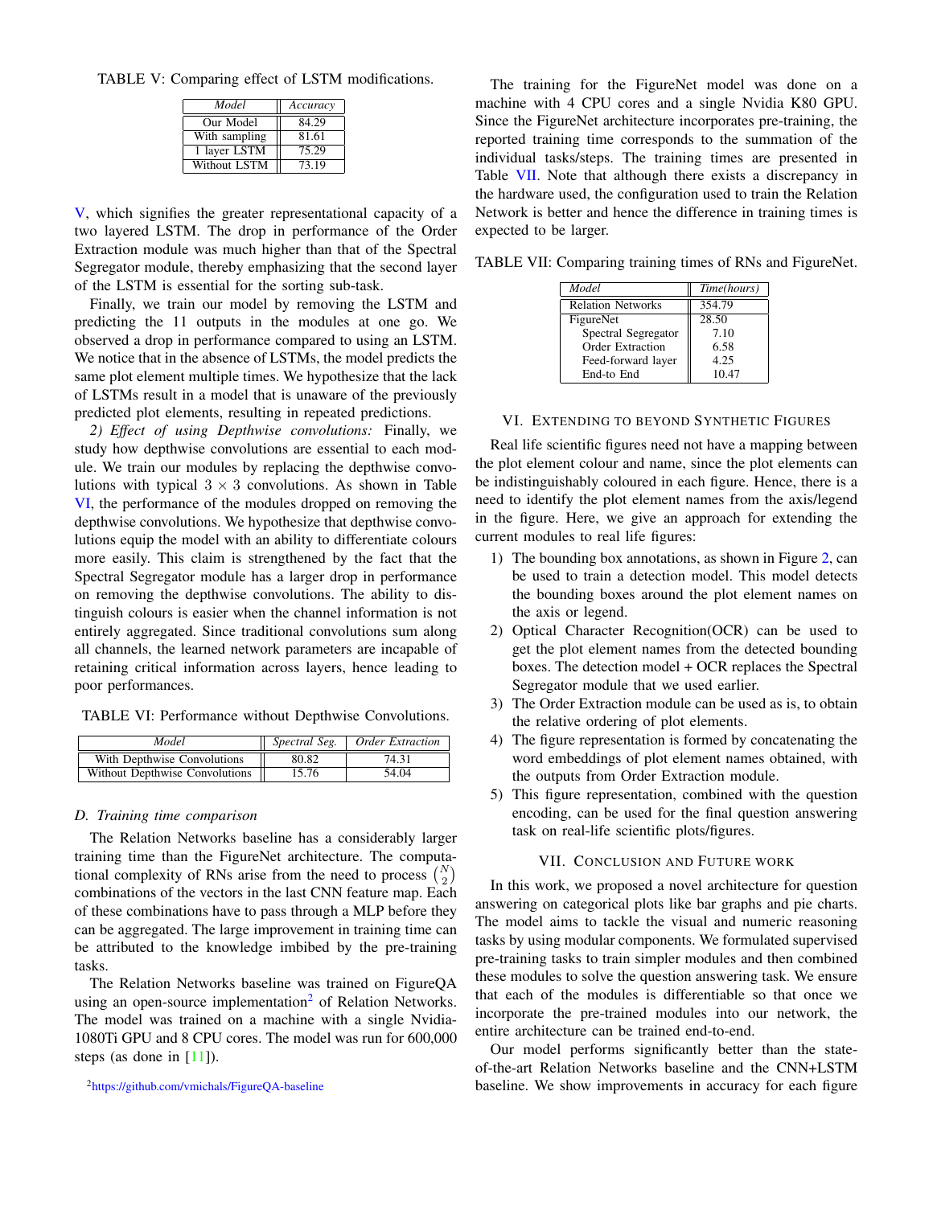TABLE V: Comparing effect of LSTM modifications.

| *Model* | *Accuracy* |
|---|---|
| Our Model | 84.29 |
| With sampling | 81.61 |
| 1 layer LSTM | 75.29 |
| Without LSTM | 73.19 |

V, which signifies the greater representational capacity of a two layered LSTM. The drop in performance of the Order Extraction module was much higher than that of the Spectral Segregator module, thereby emphasizing that the second layer of the LSTM is essential for the sorting sub-task.

Finally, we train our model by removing the LSTM and predicting the 11 outputs in the modules at one go. We observed a drop in performance compared to using an LSTM. We notice that in the absence of LSTMs, the model predicts the same plot element multiple times. We hypothesize that the lack of LSTMs result in a model that is unaware of the previously predicted plot elements, resulting in repeated predictions.

*2) Effect of using Depthwise convolutions:* Finally, we study how depthwise convolutions are essential to each module. We train our modules by replacing the depthwise convolutions with typical $3 \times 3$ convolutions. As shown in Table VI, the performance of the modules dropped on removing the depthwise convolutions. We hypothesize that depthwise convolutions equip the model with an ability to differentiate colours more easily. This claim is strengthened by the fact that the Spectral Segregator module has a larger drop in performance on removing the depthwise convolutions. The ability to distinguish colours is easier when the channel information is not entirely aggregated. Since traditional convolutions sum along all channels, the learned network parameters are incapable of retaining critical information across layers, hence leading to poor performances.

TABLE VI: Performance without Depthwise Convolutions.

| *Model* | *Spectral Seg.* | *Order Extraction* |
|---|---|---|
| With Depthwise Convolutions | 80.82 | 74.31 |
| Without Depthwise Convolutions | 15.76 | 54.04 |

### *D. Training time comparison*

The Relation Networks baseline has a considerably larger training time than the FigureNet architecture. The computational complexity of RNs arise from the need to process $\binom{N}{2}$ combinations of the vectors in the last CNN feature map. Each of these combinations have to pass through a MLP before they can be aggregated. The large improvement in training time can be attributed to the knowledge imbibed by the pre-training tasks.

The Relation Networks baseline was trained on FigureQA using an open-source implementation[2] of Relation Networks. The model was trained on a machine with a single Nvidia-1080Ti GPU and 8 CPU cores. The model was run for 600,000 steps (as done in [11]).

[2] https://github.com/vmichals/FigureQA-baseline

The training for the FigureNet model was done on a machine with 4 CPU cores and a single Nvidia K80 GPU. Since the FigureNet architecture incorporates pre-training, the reported training time corresponds to the summation of the individual tasks/steps. The training times are presented in Table VII. Note that although there exists a discrepancy in the hardware used, the configuration used to train the Relation Network is better and hence the difference in training times is expected to be larger.

TABLE VII: Comparing training times of RNs and FigureNet.

| *Model* | *Time(hours)* |
|---|---|
| Relation Networks | 354.79 |
| FigureNet | 28.50 |
| Spectral Segregator | 7.10 |
| Order Extraction | 6.58 |
| Feed-forward layer | 4.25 |
| End-to End | 10.47 |

## VI. Extending to Beyond Synthetic Figures

Real life scientific figures need not have a mapping between the plot element colour and name, since the plot elements can be indistinguishably coloured in each figure. Hence, there is a need to identify the plot element names from the axis/legend in the figure. Here, we give an approach for extending the current modules to real life figures:

1) The bounding box annotations, as shown in Figure 2, can be used to train a detection model. This model detects the bounding boxes around the plot element names on the axis or legend.
2) Optical Character Recognition(OCR) can be used to get the plot element names from the detected bounding boxes. The detection model + OCR replaces the Spectral Segregator module that we used earlier.
3) The Order Extraction module can be used as is, to obtain the relative ordering of plot elements.
4) The figure representation is formed by concatenating the word embeddings of plot element names obtained, with the outputs from Order Extraction module.
5) This figure representation, combined with the question encoding, can be used for the final question answering task on real-life scientific plots/figures.

## VII. Conclusion and Future work

In this work, we proposed a novel architecture for question answering on categorical plots like bar graphs and pie charts. The model aims to tackle the visual and numeric reasoning tasks by using modular components. We formulated supervised pre-training tasks to train simpler modules and then combined these modules to solve the question answering task. We ensure that each of the modules is differentiable so that once we incorporate the pre-trained modules into our network, the entire architecture can be trained end-to-end.

Our model performs significantly better than the state-of-the-art Relation Networks baseline and the CNN+LSTM baseline. We show improvements in accuracy for each figure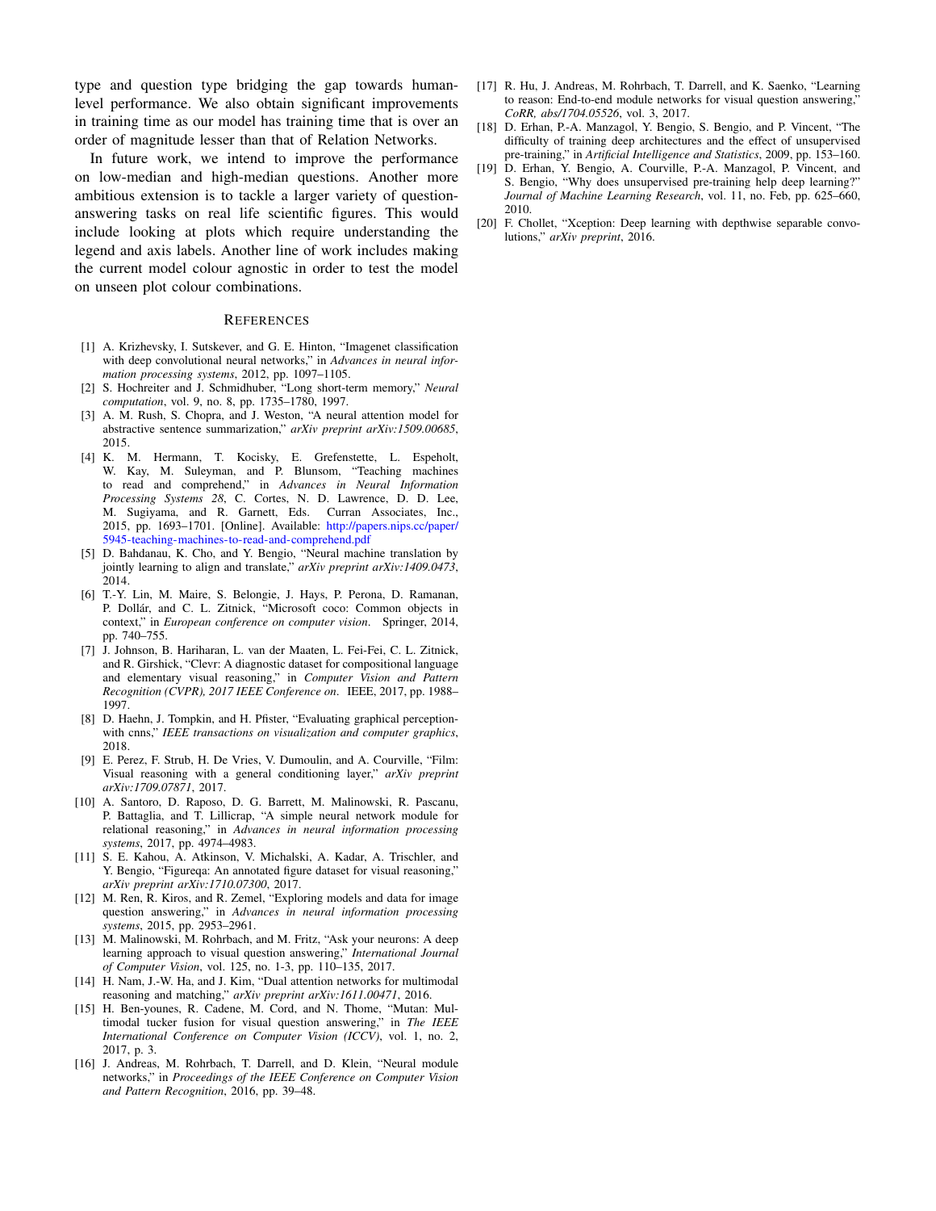type and question type bridging the gap towards human-level performance. We also obtain significant improvements in training time as our model has training time that is over an order of magnitude lesser than that of Relation Networks.

In future work, we intend to improve the performance on low-median and high-median questions. Another more ambitious extension is to tackle a larger variety of question-answering tasks on real life scientific figures. This would include looking at plots which require understanding the legend and axis labels. Another line of work includes making the current model colour agnostic in order to test the model on unseen plot colour combinations.

## References

[1] A. Krizhevsky, I. Sutskever, and G. E. Hinton, "Imagenet classification with deep convolutional neural networks," in *Advances in neural information processing systems*, 2012, pp. 1097–1105.

[2] S. Hochreiter and J. Schmidhuber, "Long short-term memory," *Neural computation*, vol. 9, no. 8, pp. 1735–1780, 1997.

[3] A. M. Rush, S. Chopra, and J. Weston, "A neural attention model for abstractive sentence summarization," *arXiv preprint arXiv:1509.00685*, 2015.

[4] K. M. Hermann, T. Kocisky, E. Grefenstette, L. Espeholt, W. Kay, M. Suleyman, and P. Blunsom, "Teaching machines to read and comprehend," in *Advances in Neural Information Processing Systems 28*, C. Cortes, N. D. Lawrence, D. D. Lee, M. Sugiyama, and R. Garnett, Eds. Curran Associates, Inc., 2015, pp. 1693–1701. [Online]. Available: http://papers.nips.cc/paper/5945-teaching-machines-to-read-and-comprehend.pdf

[5] D. Bahdanau, K. Cho, and Y. Bengio, "Neural machine translation by jointly learning to align and translate," *arXiv preprint arXiv:1409.0473*, 2014.

[6] T.-Y. Lin, M. Maire, S. Belongie, J. Hays, P. Perona, D. Ramanan, P. Dollár, and C. L. Zitnick, "Microsoft coco: Common objects in context," in *European conference on computer vision*. Springer, 2014, pp. 740–755.

[7] J. Johnson, B. Hariharan, L. van der Maaten, L. Fei-Fei, C. L. Zitnick, and R. Girshick, "Clevr: A diagnostic dataset for compositional language and elementary visual reasoning," in *Computer Vision and Pattern Recognition (CVPR), 2017 IEEE Conference on*. IEEE, 2017, pp. 1988–1997.

[8] D. Haehn, J. Tompkin, and H. Pfister, "Evaluating graphical perception-with cnns," *IEEE transactions on visualization and computer graphics*, 2018.

[9] E. Perez, F. Strub, H. De Vries, V. Dumoulin, and A. Courville, "Film: Visual reasoning with a general conditioning layer," *arXiv preprint arXiv:1709.07871*, 2017.

[10] A. Santoro, D. Raposo, D. G. Barrett, M. Malinowski, R. Pascanu, P. Battaglia, and T. Lillicrap, "A simple neural network module for relational reasoning," in *Advances in neural information processing systems*, 2017, pp. 4974–4983.

[11] S. E. Kahou, A. Atkinson, V. Michalski, A. Kadar, A. Trischler, and Y. Bengio, "Figureqa: An annotated figure dataset for visual reasoning," *arXiv preprint arXiv:1710.07300*, 2017.

[12] M. Ren, R. Kiros, and R. Zemel, "Exploring models and data for image question answering," in *Advances in neural information processing systems*, 2015, pp. 2953–2961.

[13] M. Malinowski, M. Rohrbach, and M. Fritz, "Ask your neurons: A deep learning approach to visual question answering," *International Journal of Computer Vision*, vol. 125, no. 1-3, pp. 110–135, 2017.

[14] H. Nam, J.-W. Ha, and J. Kim, "Dual attention networks for multimodal reasoning and matching," *arXiv preprint arXiv:1611.00471*, 2016.

[15] H. Ben-younes, R. Cadene, M. Cord, and N. Thome, "Mutan: Multimodal tucker fusion for visual question answering," in *The IEEE International Conference on Computer Vision (ICCV)*, vol. 1, no. 2, 2017, p. 3.

[16] J. Andreas, M. Rohrbach, T. Darrell, and D. Klein, "Neural module networks," in *Proceedings of the IEEE Conference on Computer Vision and Pattern Recognition*, 2016, pp. 39–48.

[17] R. Hu, J. Andreas, M. Rohrbach, T. Darrell, and K. Saenko, "Learning to reason: End-to-end module networks for visual question answering," *CoRR, abs/1704.05526*, vol. 3, 2017.

[18] D. Erhan, P.-A. Manzagol, Y. Bengio, S. Bengio, and P. Vincent, "The difficulty of training deep architectures and the effect of unsupervised pre-training," in *Artificial Intelligence and Statistics*, 2009, pp. 153–160.

[19] D. Erhan, Y. Bengio, A. Courville, P.-A. Manzagol, P. Vincent, and S. Bengio, "Why does unsupervised pre-training help deep learning?" *Journal of Machine Learning Research*, vol. 11, no. Feb, pp. 625–660, 2010.

[20] F. Chollet, "Xception: Deep learning with depthwise separable convolutions," *arXiv preprint*, 2016.